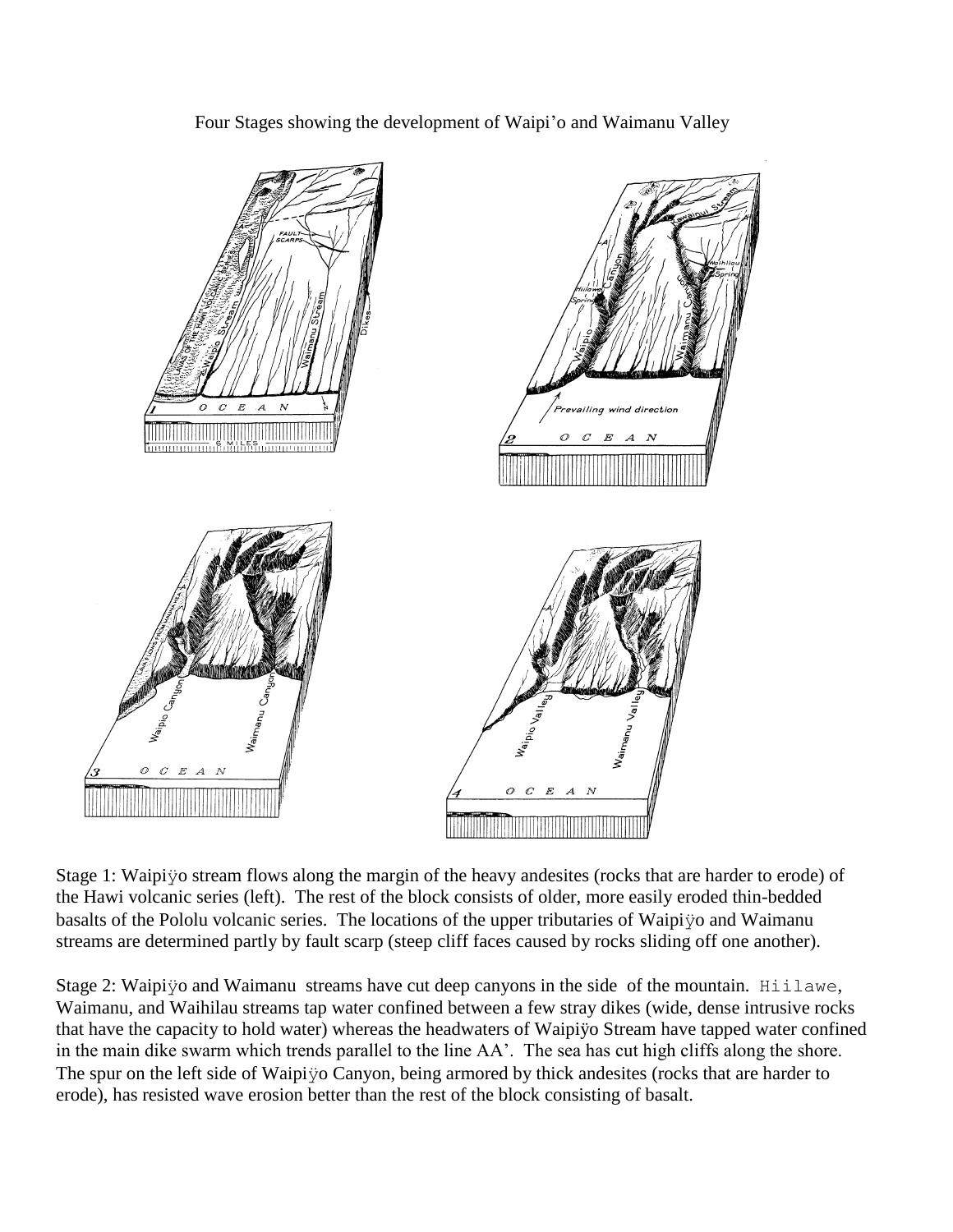Four Stages showing the development of Waipi'o and Waimanu Valley

Stage 1: Waipiÿo stream flows along the margin of the heavy andesites (rocks that are harder to erode) of the Hawi volcanic series (left). The rest of the block consists of older, more easily eroded thin-bedded basalts of the Pololu volcanic series. The locations of the upper tributaries of Waipiÿo and Waimanu streams are determined partly by fault scarp (steep cliff faces caused by rocks sliding off one another).

Stage 2: Waipiÿo and Waimanu streams have cut deep canyons in the side of the mountain. Hiilawe, Waimanu, and Waihilau streams tap water confined between a few stray dikes (wide, dense intrusive rocks that have the capacity to hold water) whereas the headwaters of Waipiÿo Stream have tapped water confined in the main dike swarm which trends parallel to the line AA'. The sea has cut high cliffs along the shore. The spur on the left side of Waipiÿo Canyon, being armored by thick andesites (rocks that are harder to erode), has resisted wave erosion better than the rest of the block consisting of basalt.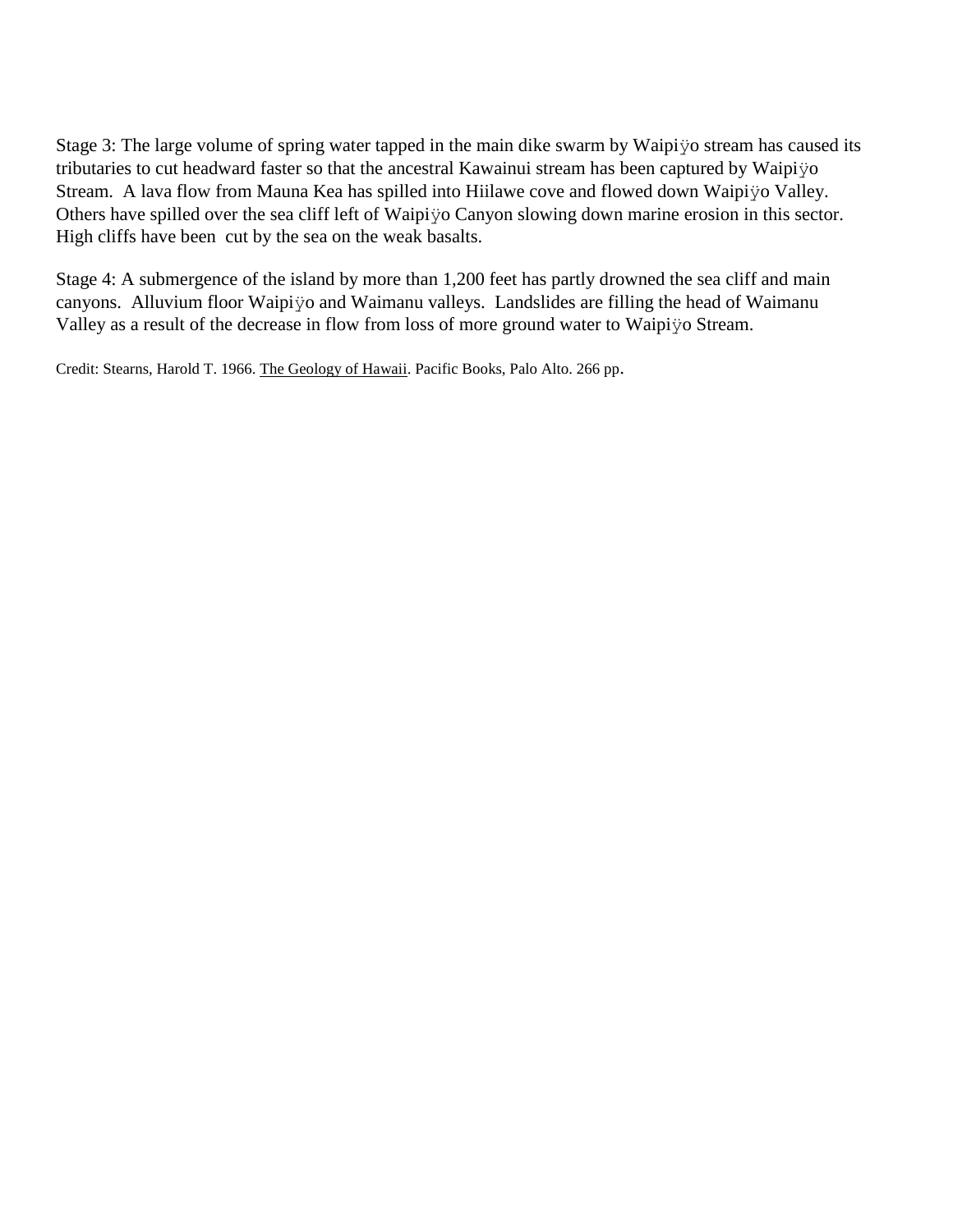Stage 3: The large volume of spring water tapped in the main dike swarm by Waipiÿo stream has caused its tributaries to cut headward faster so that the ancestral Kawainui stream has been captured by Waipiÿo Stream. A lava flow from Mauna Kea has spilled into Hiilawe cove and flowed down Waipiÿo Valley. Others have spilled over the sea cliff left of Waipiÿo Canyon slowing down marine erosion in this sector. High cliffs have been cut by the sea on the weak basalts.

Stage 4: A submergence of the island by more than 1,200 feet has partly drowned the sea cliff and main canyons. Alluvium floor Waipiÿo and Waimanu valleys. Landslides are filling the head of Waimanu Valley as a result of the decrease in flow from loss of more ground water to Waipiÿo Stream.

Credit: Stearns, Harold T. 1966. The Geology of Hawaii. Pacific Books, Palo Alto. 266 pp.